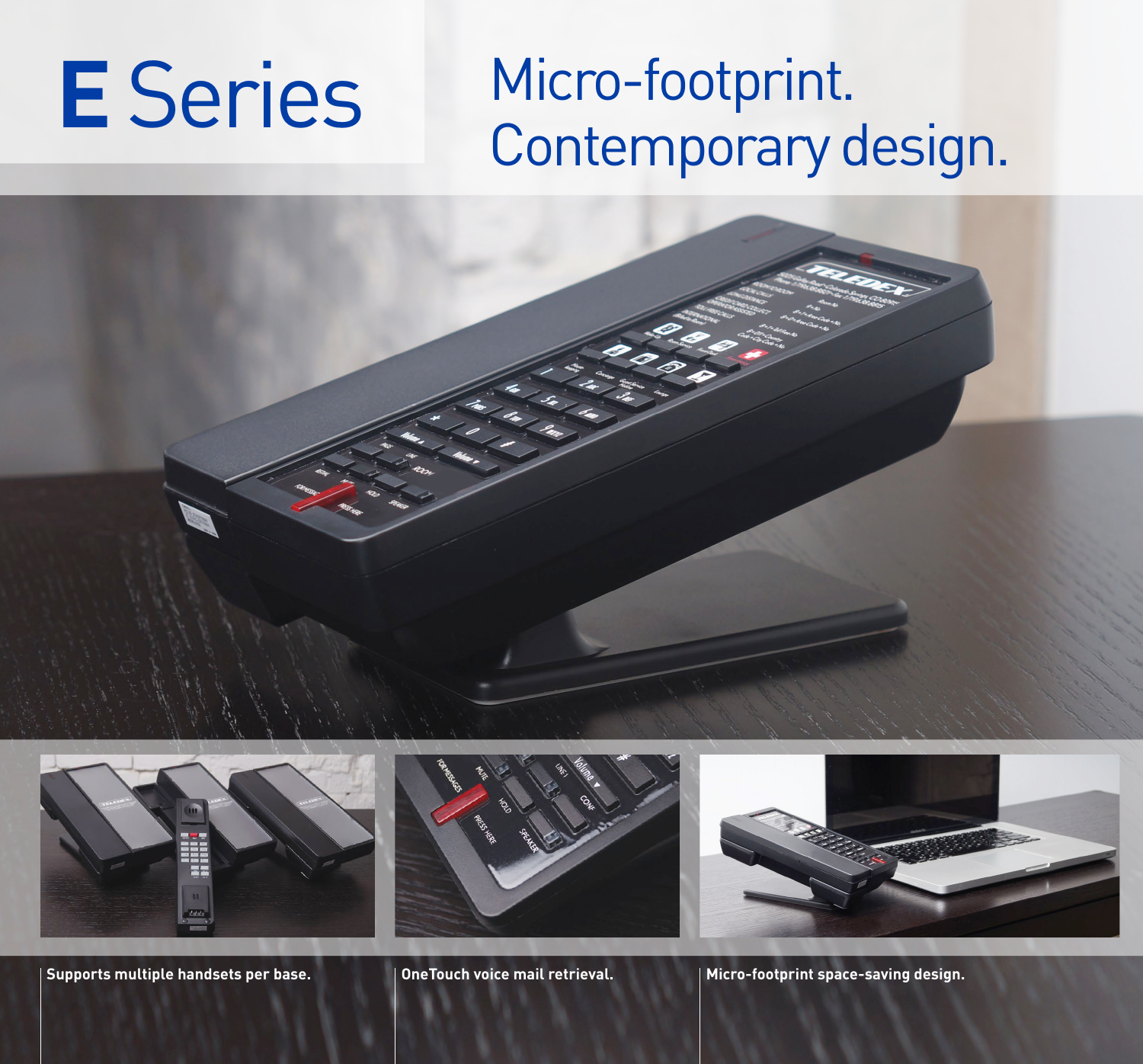# E Series

## Micro-footprint. Contemporary design.

**Supports multiple handsets per base.**

**OneTouch voice mail retrieval.**

**Micro-footprint space-saving design.**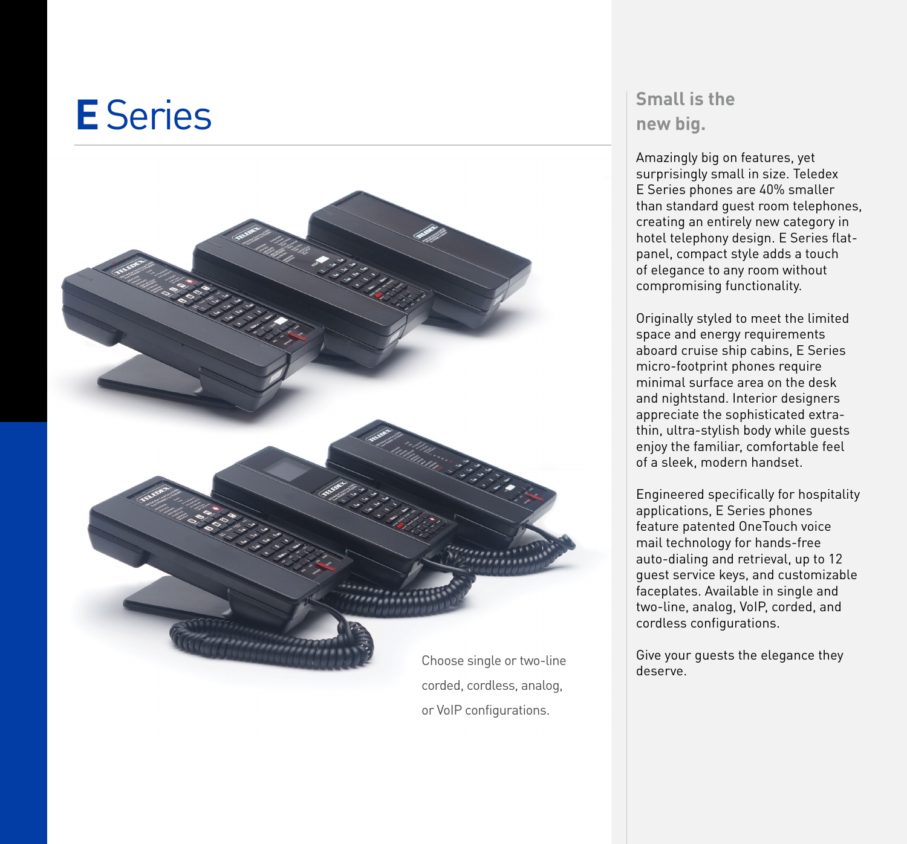# E Series

Choose single or two-line corded, cordless, analog, or VoIP configurations.

## Small is the new big.

Amazingly big on features, yet surprisingly small in size. Teledex E Series phones are 40% smaller than standard guest room telephones, creating an entirely new category in hotel telephony design. E Series flat-panel, compact style adds a touch of elegance to any room without compromising functionality.

Originally styled to meet the limited space and energy requirements aboard cruise ship cabins, E Series micro-footprint phones require minimal surface area on the desk and nightstand. Interior designers appreciate the sophisticated extra-thin, ultra-stylish body while guests enjoy the familiar, comfortable feel of a sleek, modern handset.

Engineered specifically for hospitality applications, E Series phones feature patented OneTouch voice mail technology for hands-free auto-dialing and retrieval, up to 12 guest service keys, and customizable faceplates. Available in single and two-line, analog, VoIP, corded, and cordless configurations.

Give your guests the elegance they deserve.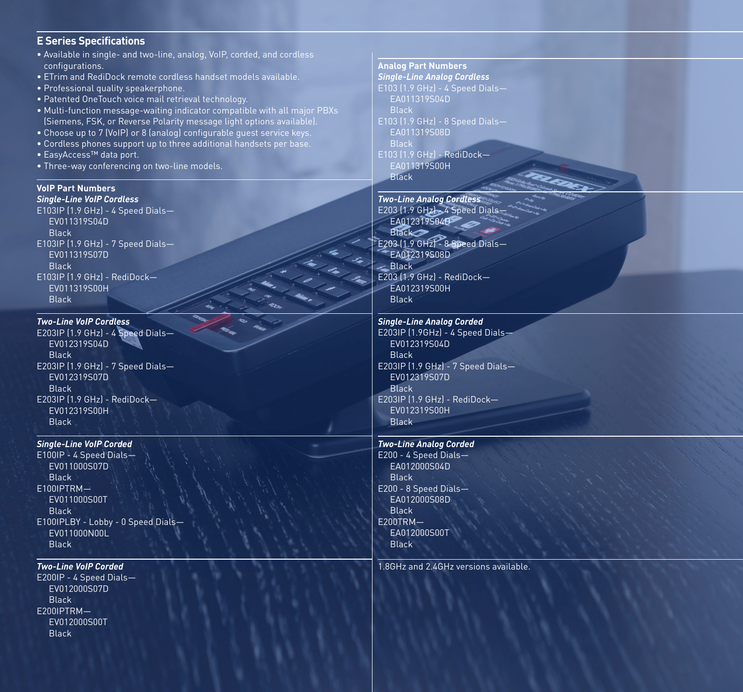## E Series Specifications

- Available in single- and two-line, analog, VoIP, corded, and cordless configurations.
- ETrim and RediDock remote cordless handset models available.
- Professional quality speakerphone.
- Patented OneTouch voice mail retrieval technology.
- Multi-function message-waiting indicator compatible with all major PBXs (Siemens, FSK, or Reverse Polarity message light options available).
- Choose up to 7 (VoIP) or 8 (analog) configurable guest service keys.
- Cordless phones support up to three additional handsets per base.
- EasyAccess™ data port.
- Three-way conferencing on two-line models.

### VoIP Part Numbers

***Single-Line VoIP Cordless***

E103IP (1.9 GHz) - 4 Speed Dials—
EV011319S04D
Black

E103IP (1.9 GHz) - 7 Speed Dials—
EV011319S07D
Black

E103IP (1.9 GHz) - RediDock—
EV011319S00H
Black

***Two-Line VoIP Cordless***

E203IP (1.9 GHz) - 4 Speed Dials—
EV012319S04D
Black

E203IP (1.9 GHz) - 7 Speed Dials—
EV012319S07D
Black

E203IP (1.9 GHz) - RediDock—
EV012319S00H
Black

***Single-Line VoIP Corded***

E100IP - 4 Speed Dials—
EV011000S07D
Black

E100IPTRM—
EV011000S00T
Black

E100IPLBY - Lobby - 0 Speed Dials—
EV011000N00L
Black

***Two-Line VoIP Corded***

E200IP - 4 Speed Dials—
EV012000S07D
Black

E200IPTRM—
EV012000S00T
Black

### Analog Part Numbers

***Single-Line Analog Cordless***

E103 (1.9 GHz) - 4 Speed Dials—
EA011319S04D
Black

E103 (1.9 GHz) - 8 Speed Dials—
EA011319S08D
Black

E103 (1.9 GHz) - RediDock—
EA011319S00H
Black

***Two-Line Analog Cordless***

E203 (1.9 GHz) - 4 Speed Dials—
EA012319S04D
Black

E203 (1.9 GHz) - 8 Speed Dials—
EA012319S08D
Black

E203 (1.9 GHz) - RediDock—
EA012319S00H
Black

***Single-Line Analog Corded***

E203IP (1.9GHz) - 4 Speed Dials—
EV012319S04D
Black

E203IP (1.9 GHz) - 7 Speed Dials—
EV012319S07D
Black

E203IP (1.9 GHz) - RediDock—
EV012319S00H
Black

***Two-Line Analog Corded***

E200 - 4 Speed Dials—
EA012000S04D
Black

E200 - 8 Speed Dials—
EA012000S08D
Black

E200TRM—
EA012000S00T
Black

1.8GHz and 2.4GHz versions available.